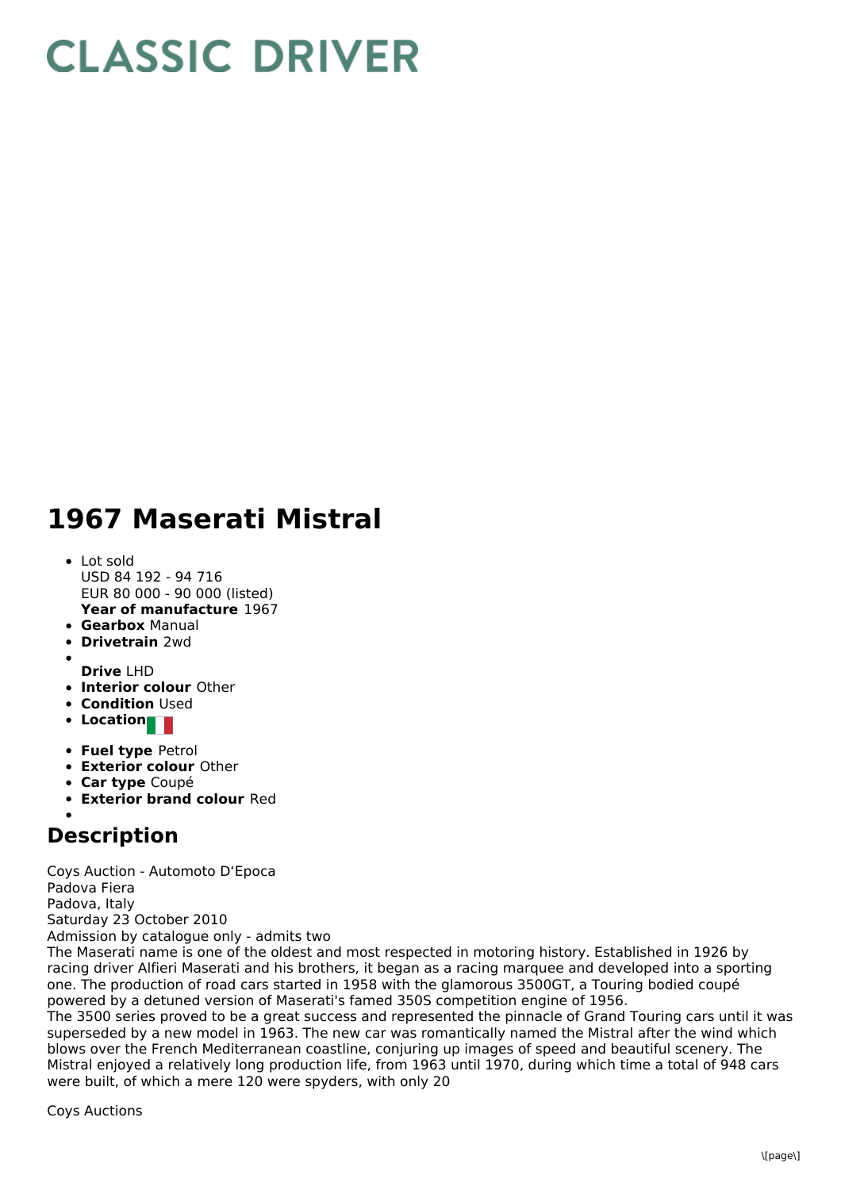# CLASSIC DRIVER

# 1967 Maserati Mistral

- Lot sold
  USD 84 192 - 94 716
  EUR 80 000 - 90 000 (listed)
  **Year of manufacture** 1967
- **Gearbox** Manual
- **Drivetrain** 2wd
- 
  **Drive** LHD
- **Interior colour** Other
- **Condition** Used
- **Location**
- **Fuel type** Petrol
- **Exterior colour** Other
- **Car type** Coupé
- **Exterior brand colour** Red
- 

## Description

Coys Auction - Automoto D'Epoca
Padova Fiera
Padova, Italy
Saturday 23 October 2010
Admission by catalogue only - admits two
The Maserati name is one of the oldest and most respected in motoring history. Established in 1926 by racing driver Alfieri Maserati and his brothers, it began as a racing marquee and developed into a sporting one. The production of road cars started in 1958 with the glamorous 3500GT, a Touring bodied coupé powered by a detuned version of Maserati's famed 350S competition engine of 1956.
The 3500 series proved to be a great success and represented the pinnacle of Grand Touring cars until it was superseded by a new model in 1963. The new car was romantically named the Mistral after the wind which blows over the French Mediterranean coastline, conjuring up images of speed and beautiful scenery. The Mistral enjoyed a relatively long production life, from 1963 until 1970, during which time a total of 948 cars were built, of which a mere 120 were spyders, with only 20

Coys Auctions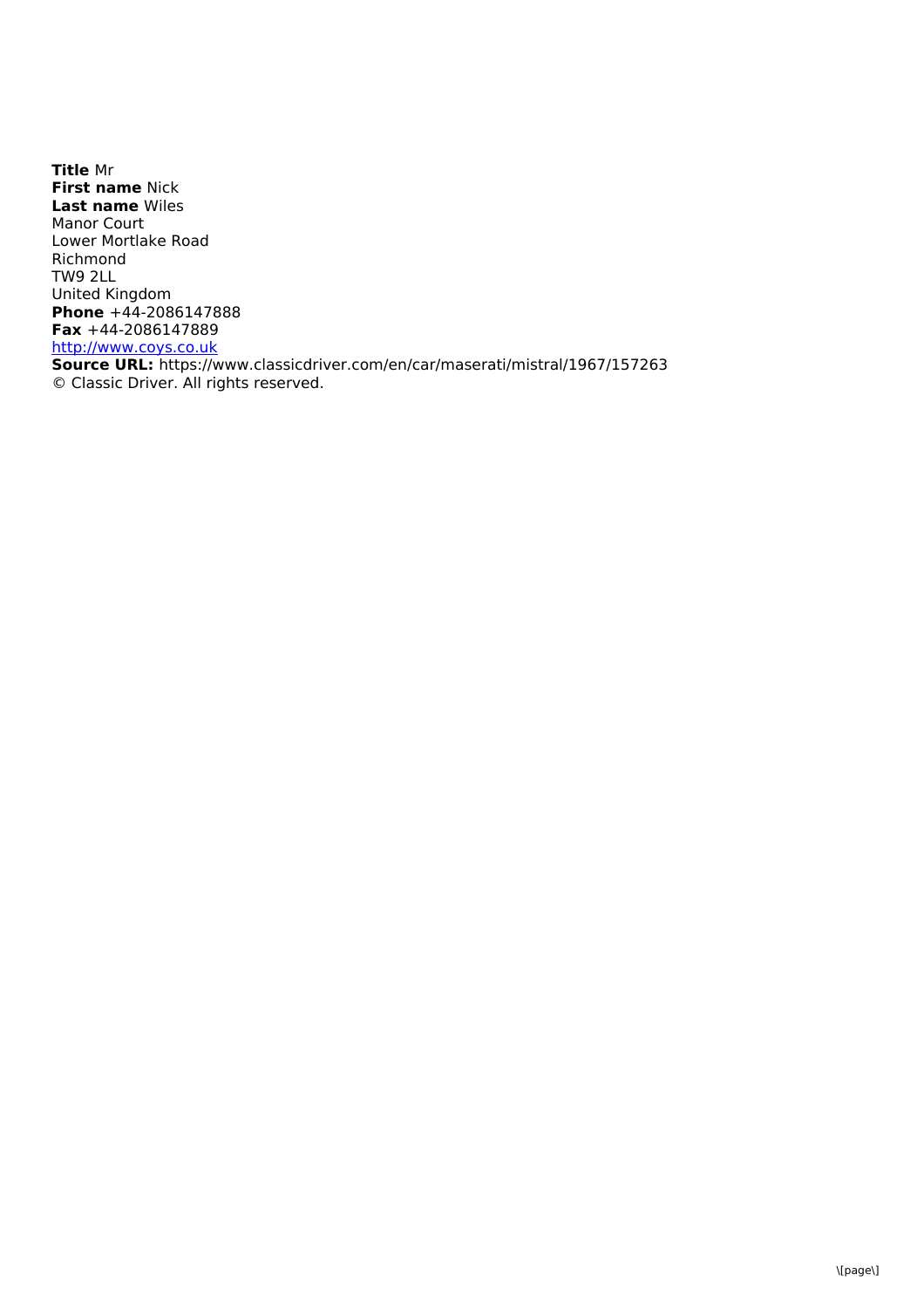**Title** Mr
**First name** Nick
**Last name** Wiles
Manor Court
Lower Mortlake Road
Richmond
TW9 2LL
United Kingdom
**Phone** +44-2086147888
**Fax** +44-2086147889
[http://www.coys.co.uk](http://www.coys.co.uk)
**Source URL:** https://www.classicdriver.com/en/car/maserati/mistral/1967/157263
© Classic Driver. All rights reserved.